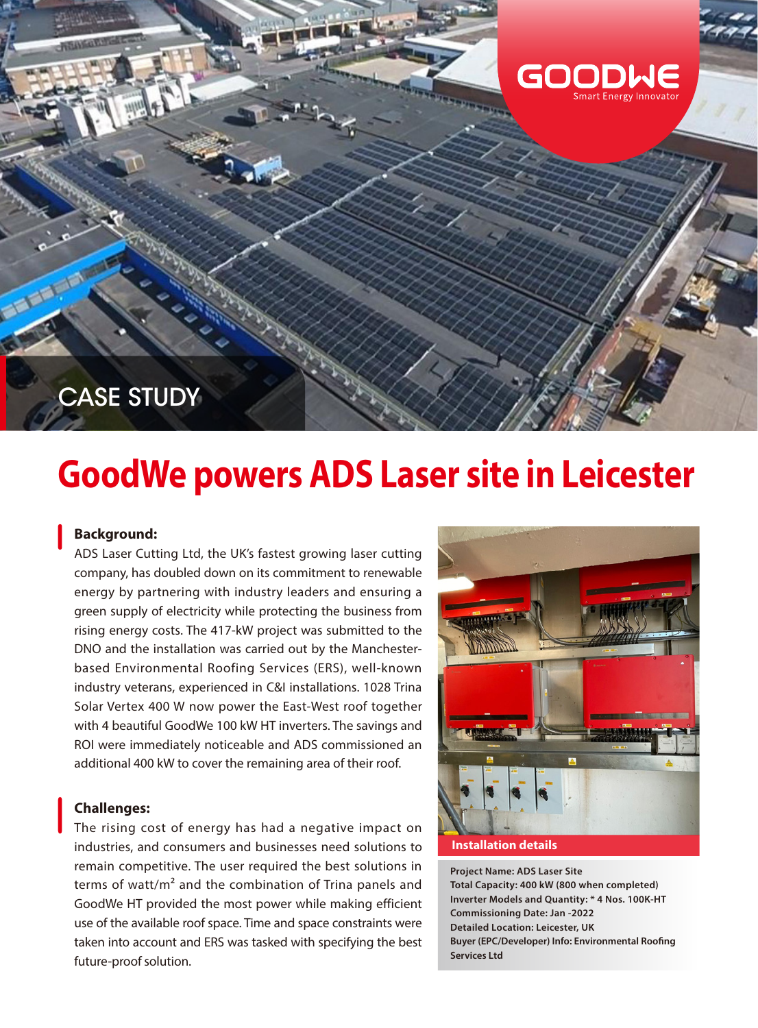CASE STUDY

# GoodWe powers ADS Laser site in Leicester

## Background:

ADS Laser Cutting Ltd, the UK's fastest growing laser cutting company, has doubled down on its commitment to renewable energy by partnering with industry leaders and ensuring a green supply of electricity while protecting the business from rising energy costs. The 417-kW project was submitted to the DNO and the installation was carried out by the Manchester-based Environmental Roofing Services (ERS), well-known industry veterans, experienced in C&I installations. 1028 Trina Solar Vertex 400 W now power the East-West roof together with 4 beautiful GoodWe 100 kW HT inverters. The savings and ROI were immediately noticeable and ADS commissioned an additional 400 kW to cover the remaining area of their roof.

## Challenges:

The rising cost of energy has had a negative impact on industries, and consumers and businesses need solutions to remain competitive. The user required the best solutions in terms of watt/m² and the combination of Trina panels and GoodWe HT provided the most power while making efficient use of the available roof space. Time and space constraints were taken into account and ERS was tasked with specifying the best future-proof solution.

### Installation details

**Project Name: ADS Laser Site**
**Total Capacity: 400 kW (800 when completed)**
**Inverter Models and Quantity: * 4 Nos. 100K-HT**
**Commissioning Date: Jan -2022**
**Detailed Location: Leicester, UK**
**Buyer (EPC/Developer) Info: Environmental Roofing Services Ltd**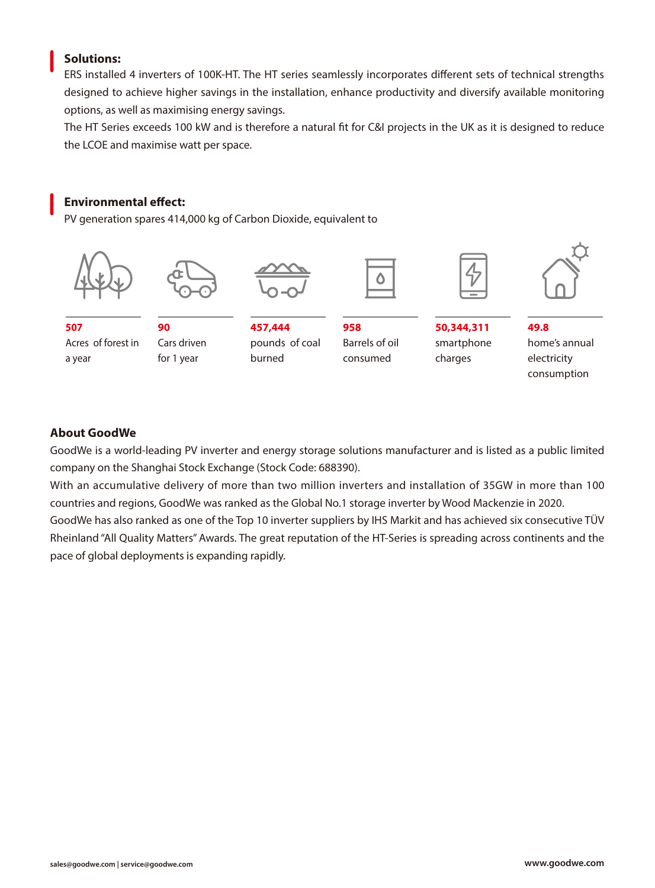## Solutions:

ERS installed 4 inverters of 100K-HT. The HT series seamlessly incorporates different sets of technical strengths designed to achieve higher savings in the installation, enhance productivity and diversify available monitoring options, as well as maximising energy savings.

The HT Series exceeds 100 kW and is therefore a natural fit for C&I projects in the UK as it is designed to reduce the LCOE and maximise watt per space.

## Environmental effect:

PV generation spares 414,000 kg of Carbon Dioxide, equivalent to

**507**
Acres of forest in a year

**90**
Cars driven for 1 year

**457,444**
pounds of coal burned

**958**
Barrels of oil consumed

**50,344,311**
smartphone charges

**49.8**
home's annual electricity consumption

## About GoodWe

GoodWe is a world-leading PV inverter and energy storage solutions manufacturer and is listed as a public limited company on the Shanghai Stock Exchange (Stock Code: 688390).

With an accumulative delivery of more than two million inverters and installation of 35GW in more than 100 countries and regions, GoodWe was ranked as the Global No.1 storage inverter by Wood Mackenzie in 2020.

GoodWe has also ranked as one of the Top 10 inverter suppliers by IHS Markit and has achieved six consecutive TÜV Rheinland "All Quality Matters" Awards. The great reputation of the HT-Series is spreading across continents and the pace of global deployments is expanding rapidly.

sales@goodwe.com | service@goodwe.com

www.goodwe.com